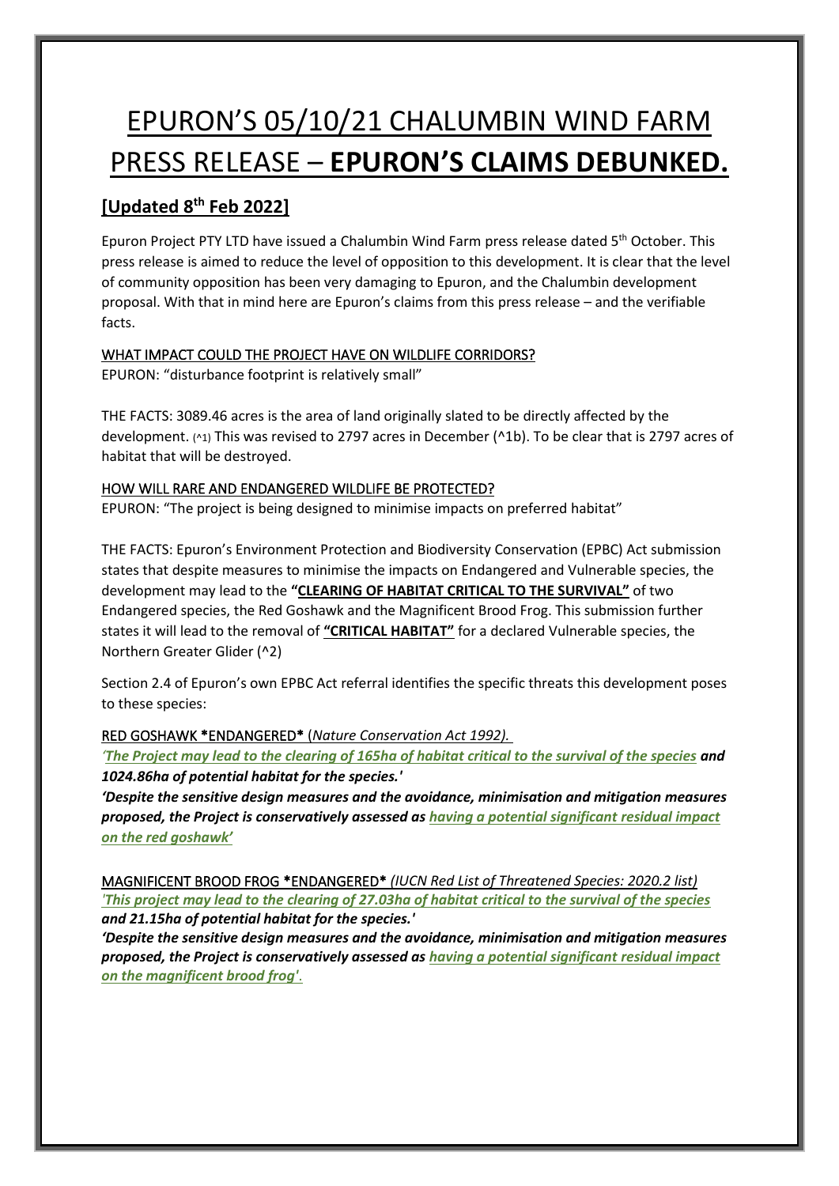# EPURON'S 05/10/21 CHALUMBIN WIND FARM PRESS RELEASE – **EPURON'S CLAIMS DEBUNKED.**

## [Updated 8th Feb 2022]

Epuron Project PTY LTD have issued a Chalumbin Wind Farm press release dated 5th October. This press release is aimed to reduce the level of opposition to this development. It is clear that the level of community opposition has been very damaging to Epuron, and the Chalumbin development proposal. With that in mind here are Epuron's claims from this press release – and the verifiable facts.

WHAT IMPACT COULD THE PROJECT HAVE ON WILDLIFE CORRIDORS?

EPURON: "disturbance footprint is relatively small"

THE FACTS: 3089.46 acres is the area of land originally slated to be directly affected by the development. (^1) This was revised to 2797 acres in December (^1b). To be clear that is 2797 acres of habitat that will be destroyed.

HOW WILL RARE AND ENDANGERED WILDLIFE BE PROTECTED?

EPURON: "The project is being designed to minimise impacts on preferred habitat"

THE FACTS: Epuron's Environment Protection and Biodiversity Conservation (EPBC) Act submission states that despite measures to minimise the impacts on Endangered and Vulnerable species, the development may lead to the **"CLEARING OF HABITAT CRITICAL TO THE SURVIVAL"** of two Endangered species, the Red Goshawk and the Magnificent Brood Frog. This submission further states it will lead to the removal of **"CRITICAL HABITAT"** for a declared Vulnerable species, the Northern Greater Glider (^2)

Section 2.4 of Epuron's own EPBC Act referral identifies the specific threats this development poses to these species:

RED GOSHAWK \*ENDANGERED\* (*Nature Conservation Act 1992).*

***'The Project may lead to the clearing of 165ha of habitat critical to the survival of the species and 1024.86ha of potential habitat for the species.'***

***'Despite the sensitive design measures and the avoidance, minimisation and mitigation measures proposed, the Project is conservatively assessed as having a potential significant residual impact on the red goshawk'***

MAGNIFICENT BROOD FROG \*ENDANGERED\* *(IUCN Red List of Threatened Species: 2020.2 list)*

***'This project may lead to the clearing of 27.03ha of habitat critical to the survival of the species and 21.15ha of potential habitat for the species.'***

***'Despite the sensitive design measures and the avoidance, minimisation and mitigation measures proposed, the Project is conservatively assessed as having a potential significant residual impact on the magnificent brood frog'.***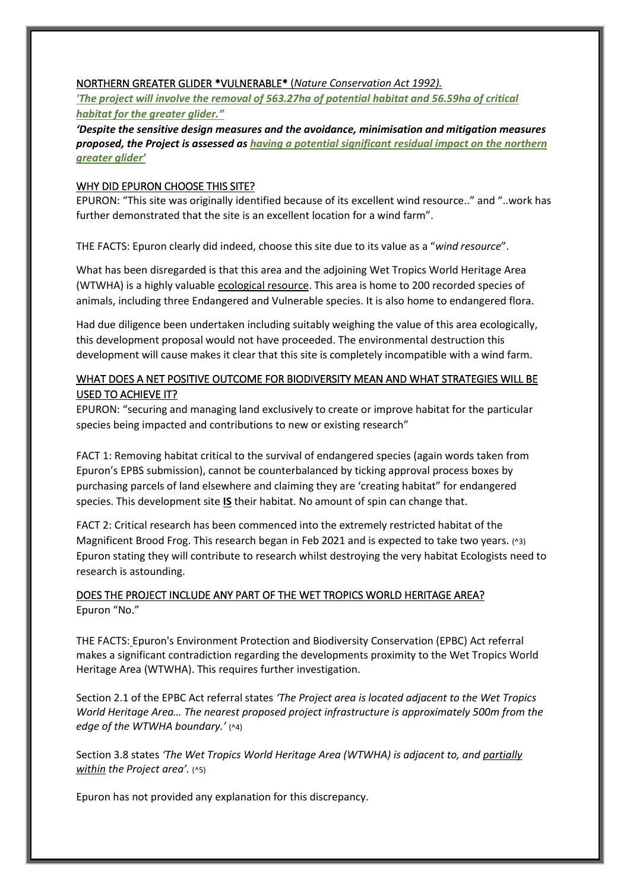## NORTHERN GREATER GLIDER *VULNERABLE* (*Nature Conservation Act 1992).*

***'The project will involve the removal of 563.27ha of potential habitat and 56.59ha of critical habitat for the greater glider."***

***'Despite the sensitive design measures and the avoidance, minimisation and mitigation measures proposed, the Project is assessed as having a potential significant residual impact on the northern greater glider'***

## WHY DID EPURON CHOOSE THIS SITE?

EPURON: "This site was originally identified because of its excellent wind resource.." and "..work has further demonstrated that the site is an excellent location for a wind farm".

THE FACTS: Epuron clearly did indeed, choose this site due to its value as a "*wind resource*".

What has been disregarded is that this area and the adjoining Wet Tropics World Heritage Area (WTWHA) is a highly valuable ecological resource. This area is home to 200 recorded species of animals, including three Endangered and Vulnerable species. It is also home to endangered flora.

Had due diligence been undertaken including suitably weighing the value of this area ecologically, this development proposal would not have proceeded. The environmental destruction this development will cause makes it clear that this site is completely incompatible with a wind farm.

## WHAT DOES A NET POSITIVE OUTCOME FOR BIODIVERSITY MEAN AND WHAT STRATEGIES WILL BE USED TO ACHIEVE IT?

EPURON: "securing and managing land exclusively to create or improve habitat for the particular species being impacted and contributions to new or existing research"

FACT 1: Removing habitat critical to the survival of endangered species (again words taken from Epuron's EPBS submission), cannot be counterbalanced by ticking approval process boxes by purchasing parcels of land elsewhere and claiming they are 'creating habitat" for endangered species. This development site **IS** their habitat. No amount of spin can change that.

FACT 2: Critical research has been commenced into the extremely restricted habitat of the Magnificent Brood Frog. This research began in Feb 2021 and is expected to take two years. (^3) Epuron stating they will contribute to research whilst destroying the very habitat Ecologists need to research is astounding.

## DOES THE PROJECT INCLUDE ANY PART OF THE WET TROPICS WORLD HERITAGE AREA?

Epuron "No."

THE FACTS: Epuron's Environment Protection and Biodiversity Conservation (EPBC) Act referral makes a significant contradiction regarding the developments proximity to the Wet Tropics World Heritage Area (WTWHA). This requires further investigation.

Section 2.1 of the EPBC Act referral states *'The Project area is located adjacent to the Wet Tropics World Heritage Area… The nearest proposed project infrastructure is approximately 500m from the edge of the WTWHA boundary.'* (^4)

Section 3.8 states *'The Wet Tropics World Heritage Area (WTWHA) is adjacent to, and partially within the Project area'.* (^5)

Epuron has not provided any explanation for this discrepancy.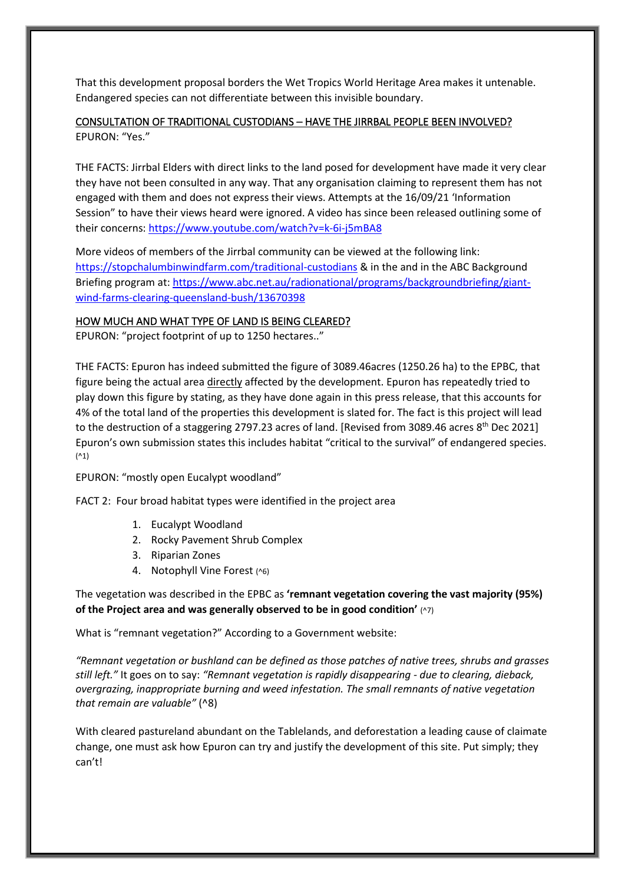That this development proposal borders the Wet Tropics World Heritage Area makes it untenable. Endangered species can not differentiate between this invisible boundary.

<u>CONSULTATION OF TRADITIONAL CUSTODIANS – HAVE THE JIRRBAL PEOPLE BEEN INVOLVED?</u>
EPURON: "Yes."

THE FACTS: Jirrbal Elders with direct links to the land posed for development have made it very clear they have not been consulted in any way. That any organisation claiming to represent them has not engaged with them and does not express their views. Attempts at the 16/09/21 'Information Session" to have their views heard were ignored. A video has since been released outlining some of their concerns: https://www.youtube.com/watch?v=k-6i-j5mBA8

More videos of members of the Jirrbal community can be viewed at the following link: https://stopchalumbinwindfarm.com/traditional-custodians & in the and in the ABC Background Briefing program at: https://www.abc.net.au/radionational/programs/backgroundbriefing/giant-wind-farms-clearing-queensland-bush/13670398

<u>HOW MUCH AND WHAT TYPE OF LAND IS BEING CLEARED?</u>
EPURON: "project footprint of up to 1250 hectares.."

THE FACTS: Epuron has indeed submitted the figure of 3089.46acres (1250.26 ha) to the EPBC, that figure being the actual area <u>directly</u> affected by the development. Epuron has repeatedly tried to play down this figure by stating, as they have done again in this press release, that this accounts for 4% of the total land of the properties this development is slated for. The fact is this project will lead to the destruction of a staggering 2797.23 acres of land. [Revised from 3089.46 acres 8th Dec 2021] Epuron's own submission states this includes habitat "critical to the survival" of endangered species. (^1)

EPURON: "mostly open Eucalypt woodland"

FACT 2: Four broad habitat types were identified in the project area

1. Eucalypt Woodland
2. Rocky Pavement Shrub Complex
3. Riparian Zones
4. Notophyll Vine Forest (^6)

The vegetation was described in the EPBC as **'remnant vegetation covering the vast majority (95%) of the Project area and was generally observed to be in good condition'** (^7)

What is "remnant vegetation?" According to a Government website:

*"Remnant vegetation or bushland can be defined as those patches of native trees, shrubs and grasses still left."* It goes on to say: *"Remnant vegetation is rapidly disappearing - due to clearing, dieback, overgrazing, inappropriate burning and weed infestation. The small remnants of native vegetation that remain are valuable"* (^8)

With cleared pastureland abundant on the Tablelands, and deforestation a leading cause of claimate change, one must ask how Epuron can try and justify the development of this site. Put simply; they can't!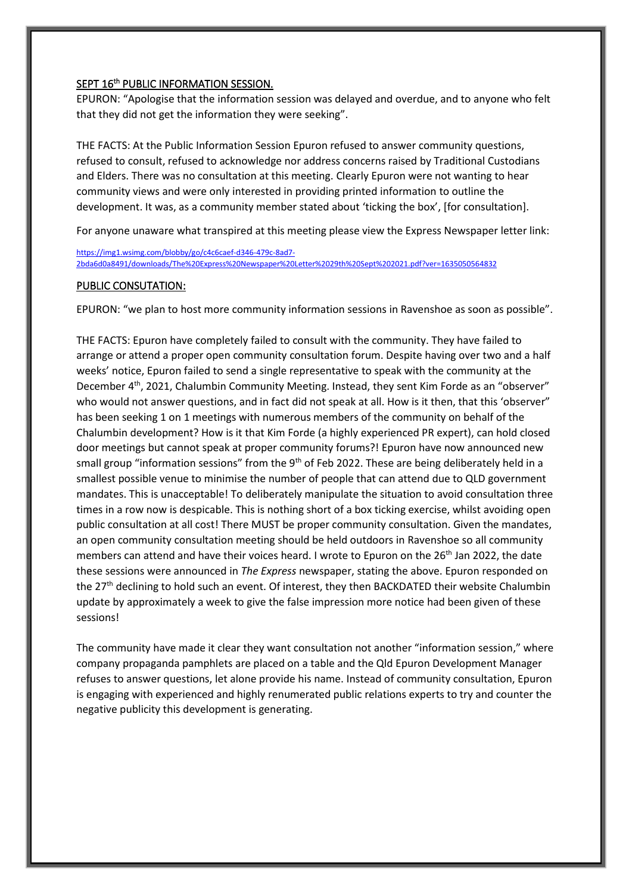## SEPT 16th PUBLIC INFORMATION SESSION.

EPURON: "Apologise that the information session was delayed and overdue, and to anyone who felt that they did not get the information they were seeking".

THE FACTS: At the Public Information Session Epuron refused to answer community questions, refused to consult, refused to acknowledge nor address concerns raised by Traditional Custodians and Elders. There was no consultation at this meeting. Clearly Epuron were not wanting to hear community views and were only interested in providing printed information to outline the development. It was, as a community member stated about 'ticking the box', [for consultation].

For anyone unaware what transpired at this meeting please view the Express Newspaper letter link:

https://img1.wsimg.com/blobby/go/c4c6caef-d346-479c-8ad7-2bda6d0a8491/downloads/The%20Express%20Newspaper%20Letter%2029th%20Sept%202021.pdf?ver=1635050564832

## PUBLIC CONSUTATION:

EPURON: "we plan to host more community information sessions in Ravenshoe as soon as possible".

THE FACTS: Epuron have completely failed to consult with the community. They have failed to arrange or attend a proper open community consultation forum. Despite having over two and a half weeks' notice, Epuron failed to send a single representative to speak with the community at the December 4th, 2021, Chalumbin Community Meeting. Instead, they sent Kim Forde as an "observer" who would not answer questions, and in fact did not speak at all. How is it then, that this 'observer" has been seeking 1 on 1 meetings with numerous members of the community on behalf of the Chalumbin development? How is it that Kim Forde (a highly experienced PR expert), can hold closed door meetings but cannot speak at proper community forums?! Epuron have now announced new small group "information sessions" from the 9th of Feb 2022. These are being deliberately held in a smallest possible venue to minimise the number of people that can attend due to QLD government mandates. This is unacceptable! To deliberately manipulate the situation to avoid consultation three times in a row now is despicable. This is nothing short of a box ticking exercise, whilst avoiding open public consultation at all cost! There MUST be proper community consultation. Given the mandates, an open community consultation meeting should be held outdoors in Ravenshoe so all community members can attend and have their voices heard. I wrote to Epuron on the 26th Jan 2022, the date these sessions were announced in *The Express* newspaper, stating the above. Epuron responded on the 27th declining to hold such an event. Of interest, they then BACKDATED their website Chalumbin update by approximately a week to give the false impression more notice had been given of these sessions!

The community have made it clear they want consultation not another "information session," where company propaganda pamphlets are placed on a table and the Qld Epuron Development Manager refuses to answer questions, let alone provide his name. Instead of community consultation, Epuron is engaging with experienced and highly renumerated public relations experts to try and counter the negative publicity this development is generating.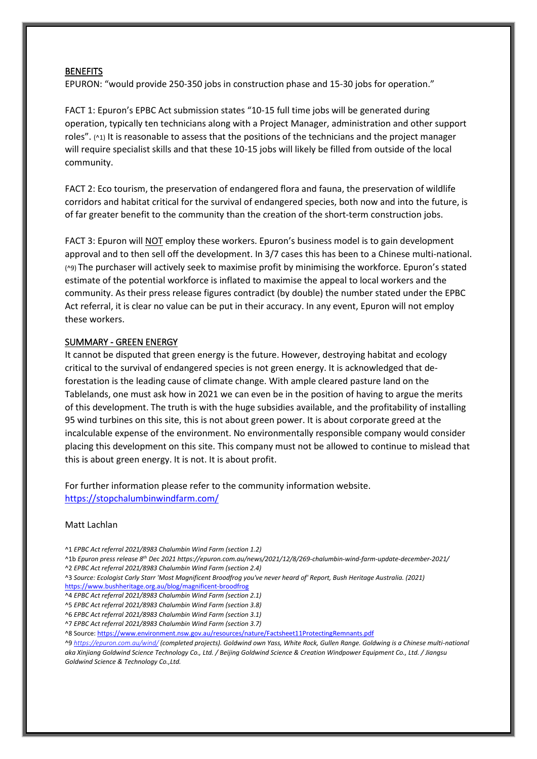## BENEFITS

EPURON: "would provide 250-350 jobs in construction phase and 15-30 jobs for operation."

FACT 1: Epuron's EPBC Act submission states "10-15 full time jobs will be generated during operation, typically ten technicians along with a Project Manager, administration and other support roles". (^1) It is reasonable to assess that the positions of the technicians and the project manager will require specialist skills and that these 10-15 jobs will likely be filled from outside of the local community.

FACT 2: Eco tourism, the preservation of endangered flora and fauna, the preservation of wildlife corridors and habitat critical for the survival of endangered species, both now and into the future, is of far greater benefit to the community than the creation of the short-term construction jobs.

FACT 3: Epuron will NOT employ these workers. Epuron's business model is to gain development approval and to then sell off the development. In 3/7 cases this has been to a Chinese multi-national. (^9) The purchaser will actively seek to maximise profit by minimising the workforce. Epuron's stated estimate of the potential workforce is inflated to maximise the appeal to local workers and the community. As their press release figures contradict (by double) the number stated under the EPBC Act referral, it is clear no value can be put in their accuracy. In any event, Epuron will not employ these workers.

## SUMMARY - GREEN ENERGY

It cannot be disputed that green energy is the future. However, destroying habitat and ecology critical to the survival of endangered species is not green energy. It is acknowledged that de-forestation is the leading cause of climate change. With ample cleared pasture land on the Tablelands, one must ask how in 2021 we can even be in the position of having to argue the merits of this development. The truth is with the huge subsidies available, and the profitability of installing 95 wind turbines on this site, this is not about green power. It is about corporate greed at the incalculable expense of the environment. No environmentally responsible company would consider placing this development on this site. This company must not be allowed to continue to mislead that this is about green energy. It is not. It is about profit.

For further information please refer to the community information website.
https://stopchalumbinwindfarm.com/

Matt Lachlan

^1 *EPBC Act referral 2021/8983 Chalumbin Wind Farm (section 1.2)*
^1b *Epuron press release 8th Dec 2021 https://epuron.com.au/news/2021/12/8/269-chalumbin-wind-farm-update-december-2021/*
^2 *EPBC Act referral 2021/8983 Chalumbin Wind Farm (section 2.4)*
^3 *Source: Ecologist Carly Starr 'Most Magnificent Broodfrog you've never heard of' Report, Bush Heritage Australia. (2021)* https://www.bushheritage.org.au/blog/magnificent-broodfrog
^4 *EPBC Act referral 2021/8983 Chalumbin Wind Farm (section 2.1)*
^5 *EPBC Act referral 2021/8983 Chalumbin Wind Farm (section 3.8)*
^6 *EPBC Act referral 2021/8983 Chalumbin Wind Farm (section 3.1)*
^7 *EPBC Act referral 2021/8983 Chalumbin Wind Farm (section 3.7)*
^8 Source: https://www.environment.nsw.gov.au/resources/nature/Factsheet11ProtectingRemnants.pdf
^9 *https://epuron.com.au/wind/ (completed projects). Goldwind own Yass, White Rock, Gullen Range. Goldwing is a Chinese multi-national aka Xinjiang Goldwind Science Technology Co., Ltd. / Beijing Goldwind Science & Creation Windpower Equipment Co., Ltd. / Jiangsu Goldwind Science & Technology Co.,Ltd.*